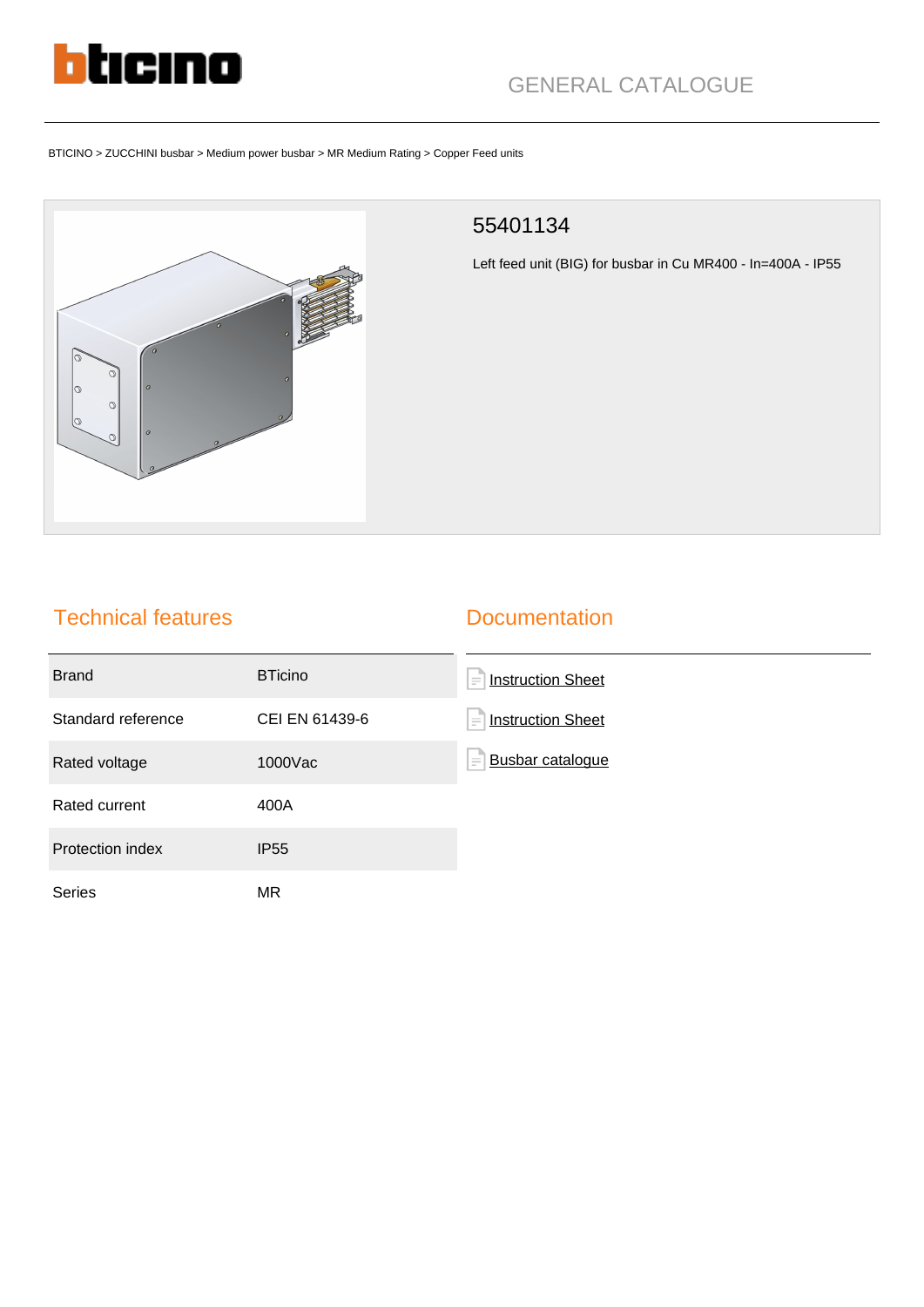GENERAL CATALOGUE

BTICINO > ZUCCHINI busbar > Medium power busbar > MR Medium Rating > Copper Feed units

# 55401134

Left feed unit (BIG) for busbar in Cu MR400 - In=400A - IP55

## Technical features

| | |
|---|---|
| Brand | BTicino |
| Standard reference | CEI EN 61439-6 |
| Rated voltage | 1000Vac |
| Rated current | 400A |
| Protection index | IP55 |
| Series | MR |

## Documentation

- Instruction Sheet
- Instruction Sheet
- Busbar catalogue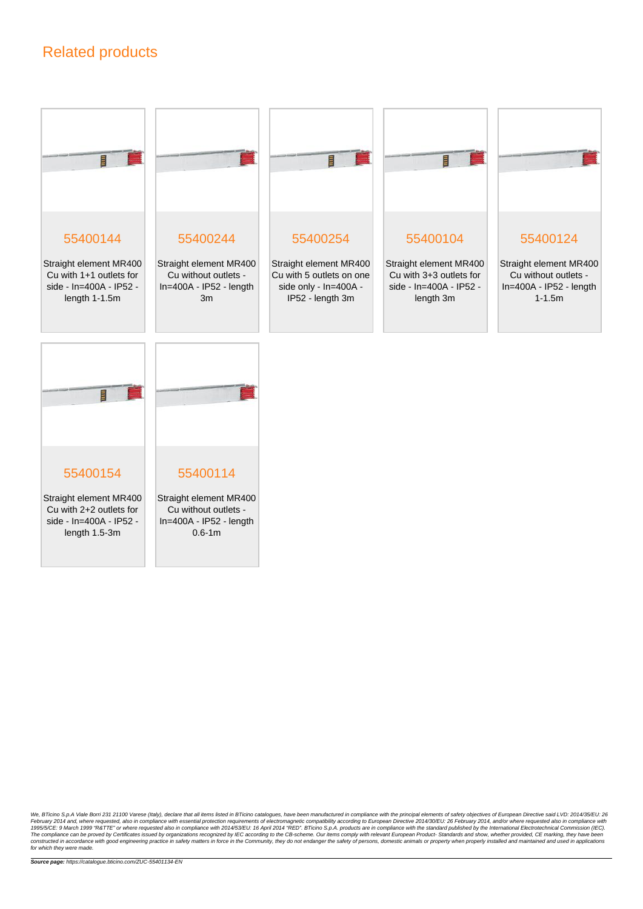## Related products

**55400144**

Straight element MR400 Cu with 1+1 outlets for side - In=400A - IP52 - length 1-1.5m

**55400244**

Straight element MR400 Cu without outlets - In=400A - IP52 - length 3m

**55400254**

Straight element MR400 Cu with 5 outlets on one side only - In=400A - IP52 - length 3m

**55400104**

Straight element MR400 Cu with 3+3 outlets for side - In=400A - IP52 - length 3m

**55400124**

Straight element MR400 Cu without outlets - In=400A - IP52 - length 1-1.5m

**55400154**

Straight element MR400 Cu with 2+2 outlets for side - In=400A - IP52 - length 1.5-3m

**55400114**

Straight element MR400 Cu without outlets - In=400A - IP52 - length 0.6-1m

*We, BTicino S.p.A Viale Borri 231 21100 Varese (Italy), declare that all items listed in BTicino catalogues, have been manufactured in compliance with the principal elements of safety objectives of European Directive said LVD: 2014/35/EU: 26 February 2014 and, where requested, also in compliance with essential protection requirements of electromagnetic compatibility according to European Directive 2014/30/EU: 26 February 2014, and/or where requested also in compliance with 1995/5/CE: 9 March 1999 "R&TTE" or where requested also in compliance with 2014/53/EU: 16 April 2014 "RED". BTicino S.p.A. products are in compliance with the standard published by the International Electrotechnical Commission (IEC). The compliance can be proved by Certificates issued by organizations recognized by IEC according to the CB-scheme. Our items comply with relevant European Product- Standards and show, whether provided, CE marking, they have been constructed in accordance with good engineering practice in safety matters in force in the Community, they do not endanger the safety of persons, domestic animals or property when properly installed and maintained and used in applications for which they were made.*

**Source page:** https://catalogue.bticino.com/ZUC-55401134-EN